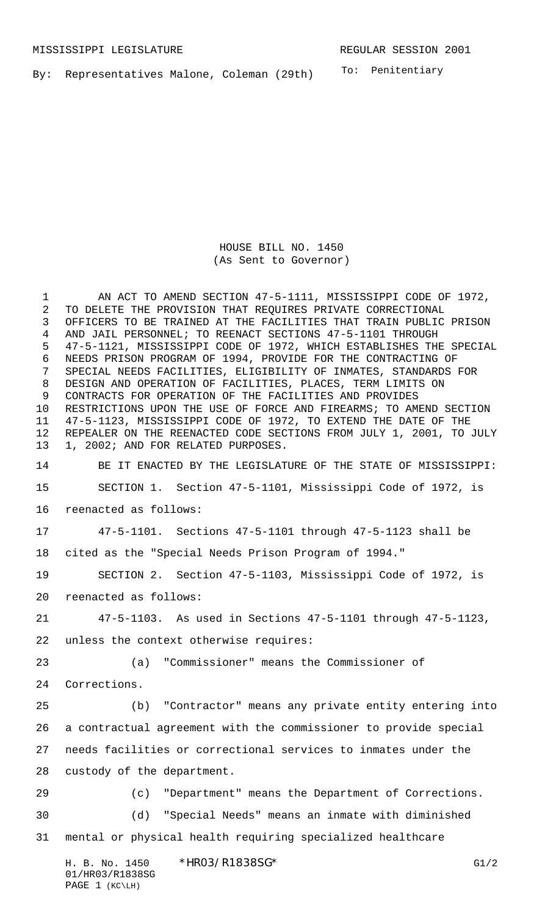MISSISSIPPI LEGISLATURE REGULAR SESSION 2001

By: Representatives Malone, Coleman (29th)

To: Penitentiary

HOUSE BILL NO. 1450
(As Sent to Governor)

AN ACT TO AMEND SECTION 47-5-1111, MISSISSIPPI CODE OF 1972, TO DELETE THE PROVISION THAT REQUIRES PRIVATE CORRECTIONAL OFFICERS TO BE TRAINED AT THE FACILITIES THAT TRAIN PUBLIC PRISON AND JAIL PERSONNEL; TO REENACT SECTIONS 47-5-1101 THROUGH 47-5-1121, MISSISSIPPI CODE OF 1972, WHICH ESTABLISHES THE SPECIAL NEEDS PRISON PROGRAM OF 1994, PROVIDE FOR THE CONTRACTING OF SPECIAL NEEDS FACILITIES, ELIGIBILITY OF INMATES, STANDARDS FOR DESIGN AND OPERATION OF FACILITIES, PLACES, TERM LIMITS ON CONTRACTS FOR OPERATION OF THE FACILITIES AND PROVIDES RESTRICTIONS UPON THE USE OF FORCE AND FIREARMS; TO AMEND SECTION 47-5-1123, MISSISSIPPI CODE OF 1972, TO EXTEND THE DATE OF THE REPEALER ON THE REENACTED CODE SECTIONS FROM JULY 1, 2001, TO JULY 1, 2002; AND FOR RELATED PURPOSES.

BE IT ENACTED BY THE LEGISLATURE OF THE STATE OF MISSISSIPPI:

SECTION 1. Section 47-5-1101, Mississippi Code of 1972, is reenacted as follows:

47-5-1101. Sections 47-5-1101 through 47-5-1123 shall be cited as the "Special Needs Prison Program of 1994."

SECTION 2. Section 47-5-1103, Mississippi Code of 1972, is reenacted as follows:

47-5-1103. As used in Sections 47-5-1101 through 47-5-1123, unless the context otherwise requires:

(a) "Commissioner" means the Commissioner of Corrections.

(b) "Contractor" means any private entity entering into a contractual agreement with the commissioner to provide special needs facilities or correctional services to inmates under the custody of the department.

(c) "Department" means the Department of Corrections.

(d) "Special Needs" means an inmate with diminished mental or physical health requiring specialized healthcare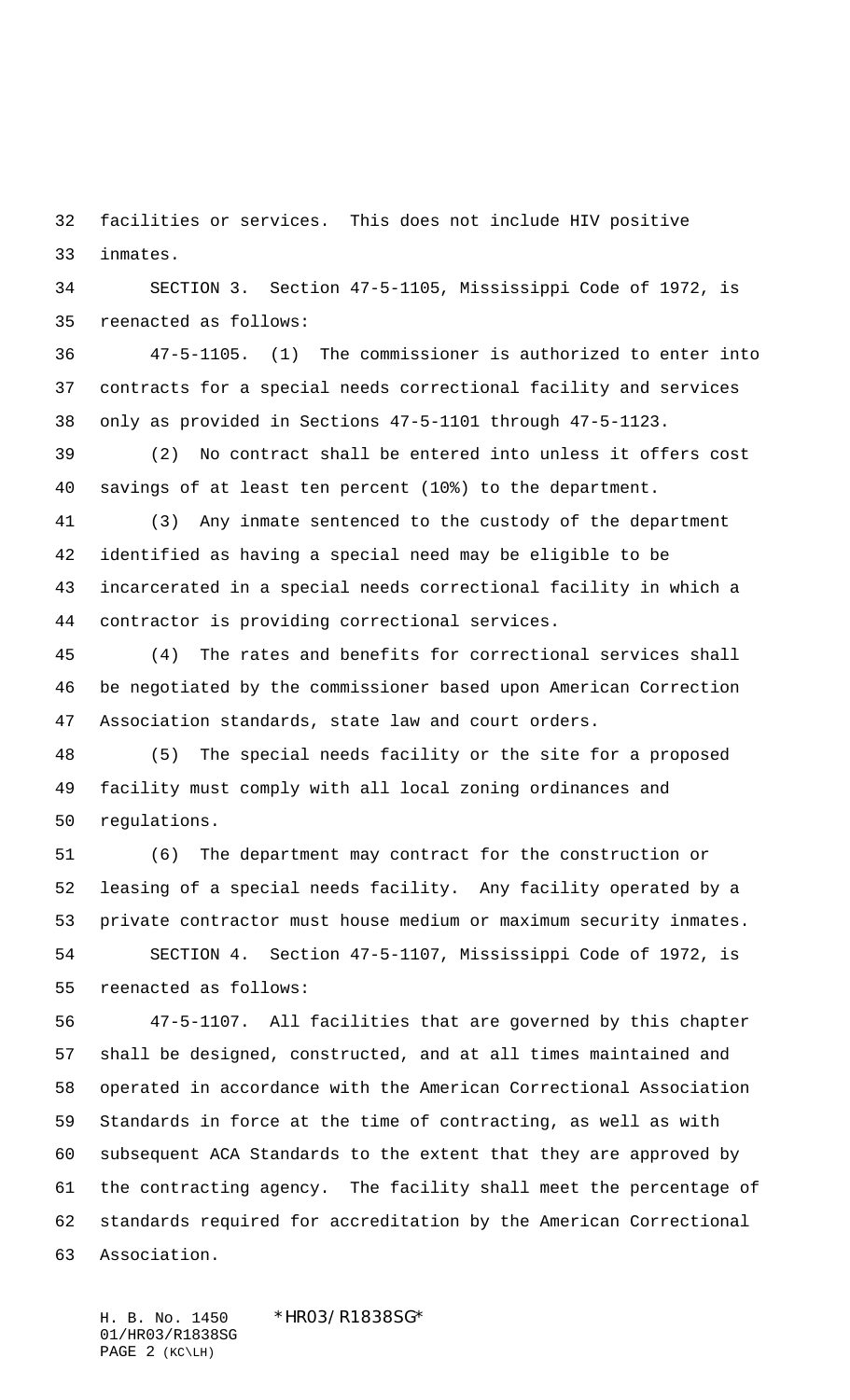facilities or services. This does not include HIV positive inmates.

SECTION 3. Section 47-5-1105, Mississippi Code of 1972, is reenacted as follows:

47-5-1105. (1) The commissioner is authorized to enter into contracts for a special needs correctional facility and services only as provided in Sections 47-5-1101 through 47-5-1123.

(2) No contract shall be entered into unless it offers cost savings of at least ten percent (10%) to the department.

(3) Any inmate sentenced to the custody of the department identified as having a special need may be eligible to be incarcerated in a special needs correctional facility in which a contractor is providing correctional services.

(4) The rates and benefits for correctional services shall be negotiated by the commissioner based upon American Correction Association standards, state law and court orders.

(5) The special needs facility or the site for a proposed facility must comply with all local zoning ordinances and regulations.

(6) The department may contract for the construction or leasing of a special needs facility. Any facility operated by a private contractor must house medium or maximum security inmates.

SECTION 4. Section 47-5-1107, Mississippi Code of 1972, is reenacted as follows:

47-5-1107. All facilities that are governed by this chapter shall be designed, constructed, and at all times maintained and operated in accordance with the American Correctional Association Standards in force at the time of contracting, as well as with subsequent ACA Standards to the extent that they are approved by the contracting agency. The facility shall meet the percentage of standards required for accreditation by the American Correctional Association.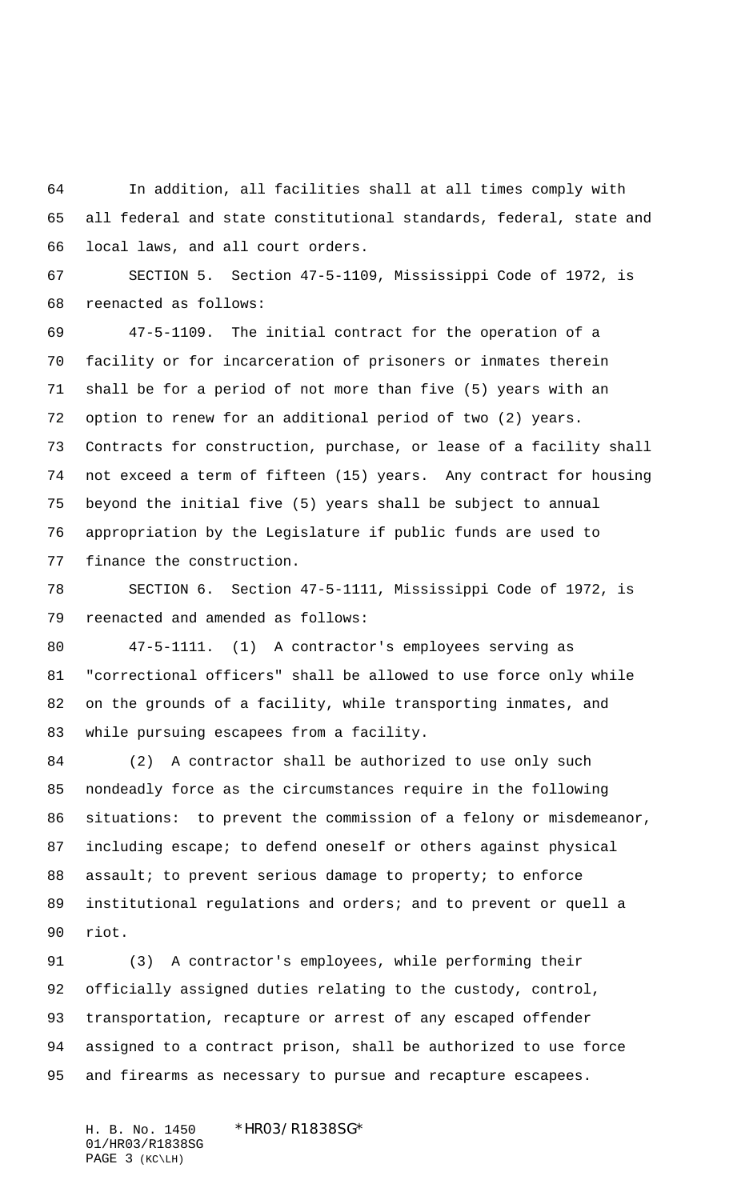In addition, all facilities shall at all times comply with all federal and state constitutional standards, federal, state and local laws, and all court orders.

SECTION 5. Section 47-5-1109, Mississippi Code of 1972, is reenacted as follows:

47-5-1109. The initial contract for the operation of a facility or for incarceration of prisoners or inmates therein shall be for a period of not more than five (5) years with an option to renew for an additional period of two (2) years. Contracts for construction, purchase, or lease of a facility shall not exceed a term of fifteen (15) years. Any contract for housing beyond the initial five (5) years shall be subject to annual appropriation by the Legislature if public funds are used to finance the construction.

SECTION 6. Section 47-5-1111, Mississippi Code of 1972, is reenacted and amended as follows:

47-5-1111. (1) A contractor's employees serving as "correctional officers" shall be allowed to use force only while on the grounds of a facility, while transporting inmates, and while pursuing escapees from a facility.

(2) A contractor shall be authorized to use only such nondeadly force as the circumstances require in the following situations: to prevent the commission of a felony or misdemeanor, including escape; to defend oneself or others against physical assault; to prevent serious damage to property; to enforce institutional regulations and orders; and to prevent or quell a riot.

(3) A contractor's employees, while performing their officially assigned duties relating to the custody, control, transportation, recapture or arrest of any escaped offender assigned to a contract prison, shall be authorized to use force and firearms as necessary to pursue and recapture escapees.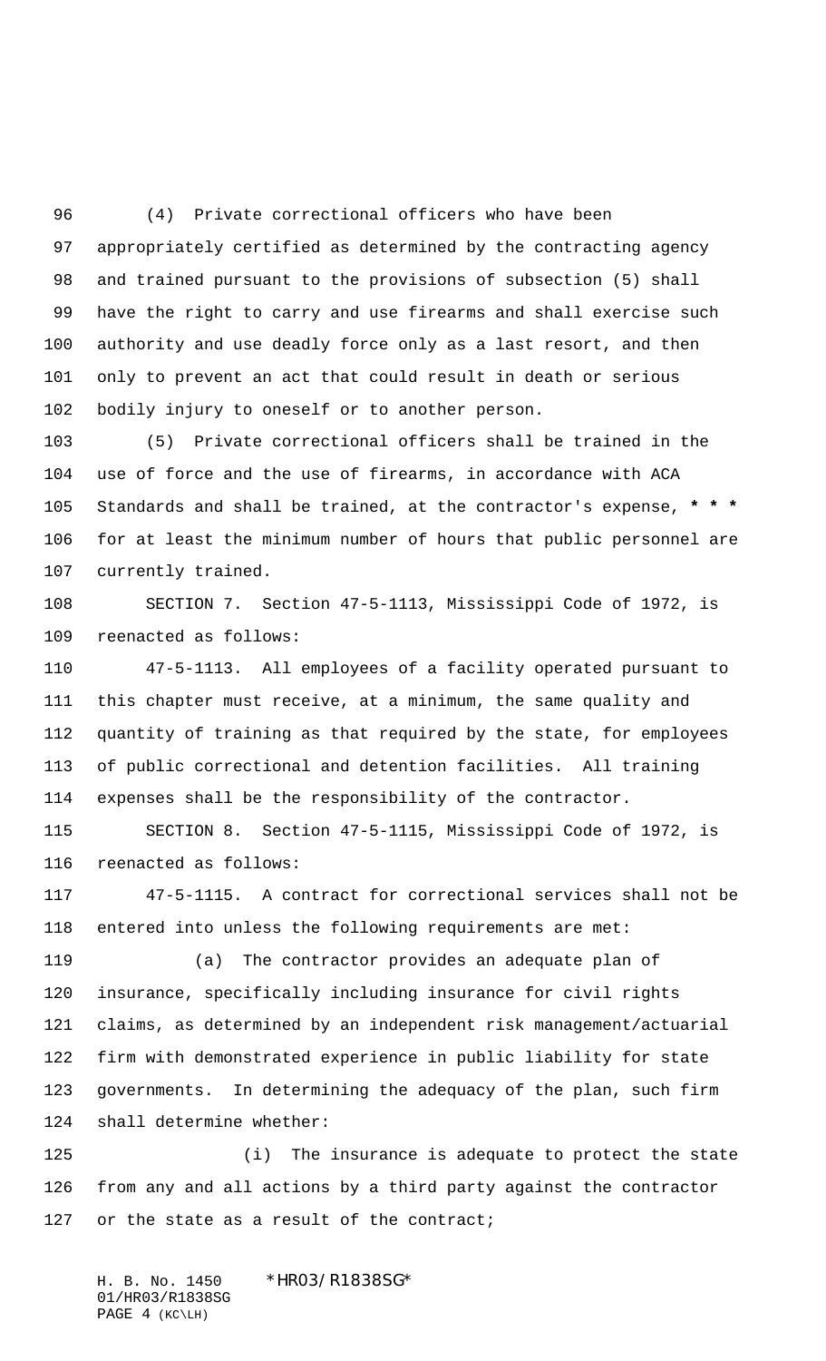(4) Private correctional officers who have been appropriately certified as determined by the contracting agency and trained pursuant to the provisions of subsection (5) shall have the right to carry and use firearms and shall exercise such authority and use deadly force only as a last resort, and then only to prevent an act that could result in death or serious bodily injury to oneself or to another person.

(5) Private correctional officers shall be trained in the use of force and the use of firearms, in accordance with ACA Standards and shall be trained, at the contractor's expense, **\* \* \*** for at least the minimum number of hours that public personnel are currently trained.

SECTION 7. Section 47-5-1113, Mississippi Code of 1972, is reenacted as follows:

47-5-1113. All employees of a facility operated pursuant to this chapter must receive, at a minimum, the same quality and quantity of training as that required by the state, for employees of public correctional and detention facilities. All training expenses shall be the responsibility of the contractor.

SECTION 8. Section 47-5-1115, Mississippi Code of 1972, is reenacted as follows:

47-5-1115. A contract for correctional services shall not be entered into unless the following requirements are met:

(a) The contractor provides an adequate plan of insurance, specifically including insurance for civil rights claims, as determined by an independent risk management/actuarial firm with demonstrated experience in public liability for state governments. In determining the adequacy of the plan, such firm shall determine whether:

(i) The insurance is adequate to protect the state from any and all actions by a third party against the contractor or the state as a result of the contract;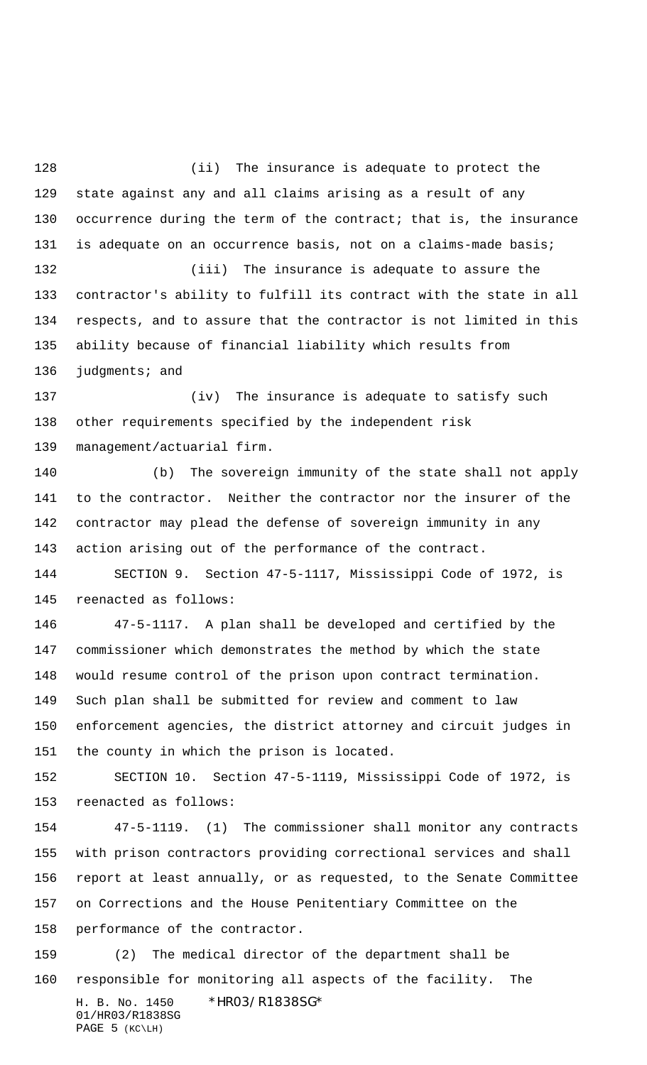(ii) The insurance is adequate to protect the state against any and all claims arising as a result of any occurrence during the term of the contract; that is, the insurance is adequate on an occurrence basis, not on a claims-made basis;

(iii) The insurance is adequate to assure the contractor's ability to fulfill its contract with the state in all respects, and to assure that the contractor is not limited in this ability because of financial liability which results from judgments; and

(iv) The insurance is adequate to satisfy such other requirements specified by the independent risk management/actuarial firm.

(b) The sovereign immunity of the state shall not apply to the contractor. Neither the contractor nor the insurer of the contractor may plead the defense of sovereign immunity in any action arising out of the performance of the contract.

SECTION 9. Section 47-5-1117, Mississippi Code of 1972, is reenacted as follows:

47-5-1117. A plan shall be developed and certified by the commissioner which demonstrates the method by which the state would resume control of the prison upon contract termination. Such plan shall be submitted for review and comment to law enforcement agencies, the district attorney and circuit judges in the county in which the prison is located.

SECTION 10. Section 47-5-1119, Mississippi Code of 1972, is reenacted as follows:

47-5-1119. (1) The commissioner shall monitor any contracts with prison contractors providing correctional services and shall report at least annually, or as requested, to the Senate Committee on Corrections and the House Penitentiary Committee on the performance of the contractor.

(2) The medical director of the department shall be responsible for monitoring all aspects of the facility. The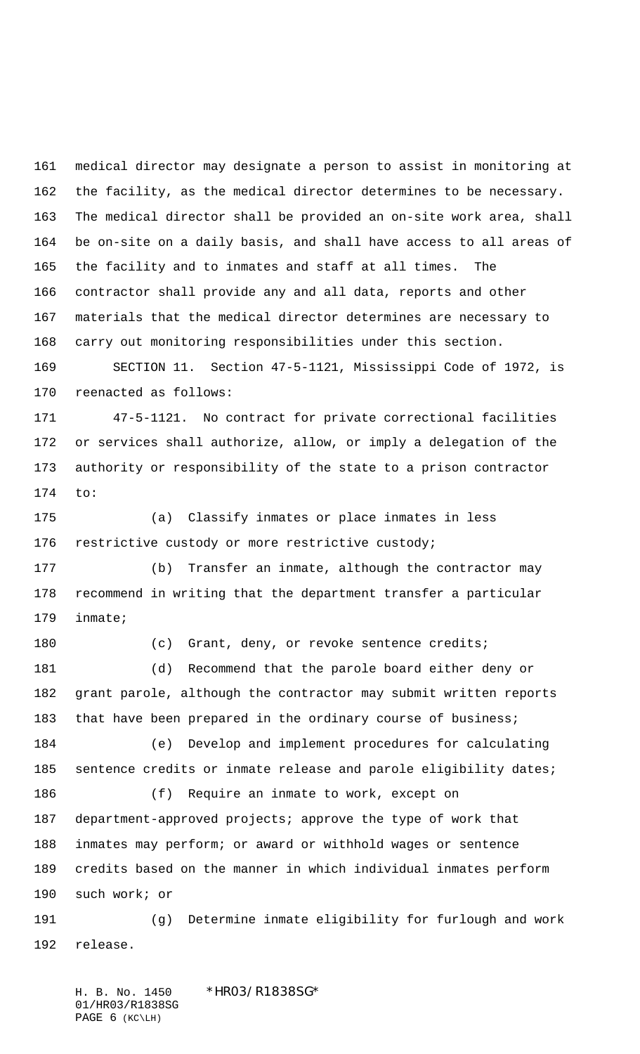medical director may designate a person to assist in monitoring at the facility, as the medical director determines to be necessary. The medical director shall be provided an on-site work area, shall be on-site on a daily basis, and shall have access to all areas of the facility and to inmates and staff at all times. The contractor shall provide any and all data, reports and other materials that the medical director determines are necessary to carry out monitoring responsibilities under this section.

SECTION 11. Section 47-5-1121, Mississippi Code of 1972, is reenacted as follows:

47-5-1121. No contract for private correctional facilities or services shall authorize, allow, or imply a delegation of the authority or responsibility of the state to a prison contractor to:

(a) Classify inmates or place inmates in less restrictive custody or more restrictive custody;

(b) Transfer an inmate, although the contractor may recommend in writing that the department transfer a particular inmate;

(c) Grant, deny, or revoke sentence credits;

(d) Recommend that the parole board either deny or grant parole, although the contractor may submit written reports that have been prepared in the ordinary course of business;

(e) Develop and implement procedures for calculating sentence credits or inmate release and parole eligibility dates;

(f) Require an inmate to work, except on department-approved projects; approve the type of work that inmates may perform; or award or withhold wages or sentence credits based on the manner in which individual inmates perform such work; or

(g) Determine inmate eligibility for furlough and work release.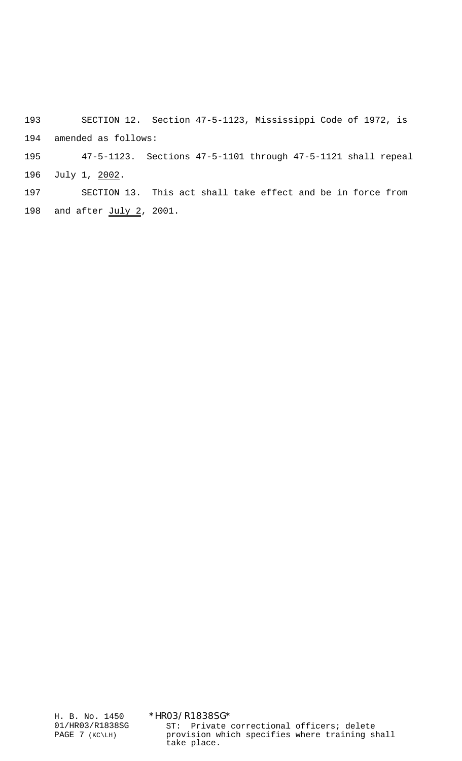SECTION 12. Section 47-5-1123, Mississippi Code of 1972, is amended as follows:

47-5-1123. Sections 47-5-1101 through 47-5-1121 shall repeal July 1, 2002.

SECTION 13. This act shall take effect and be in force from and after July 2, 2001.

H. B. No. 1450 \*HR03/R1838SG\*
01/HR03/R1838SG
ST: Private correctional officers; delete provision which specifies where training shall take place.